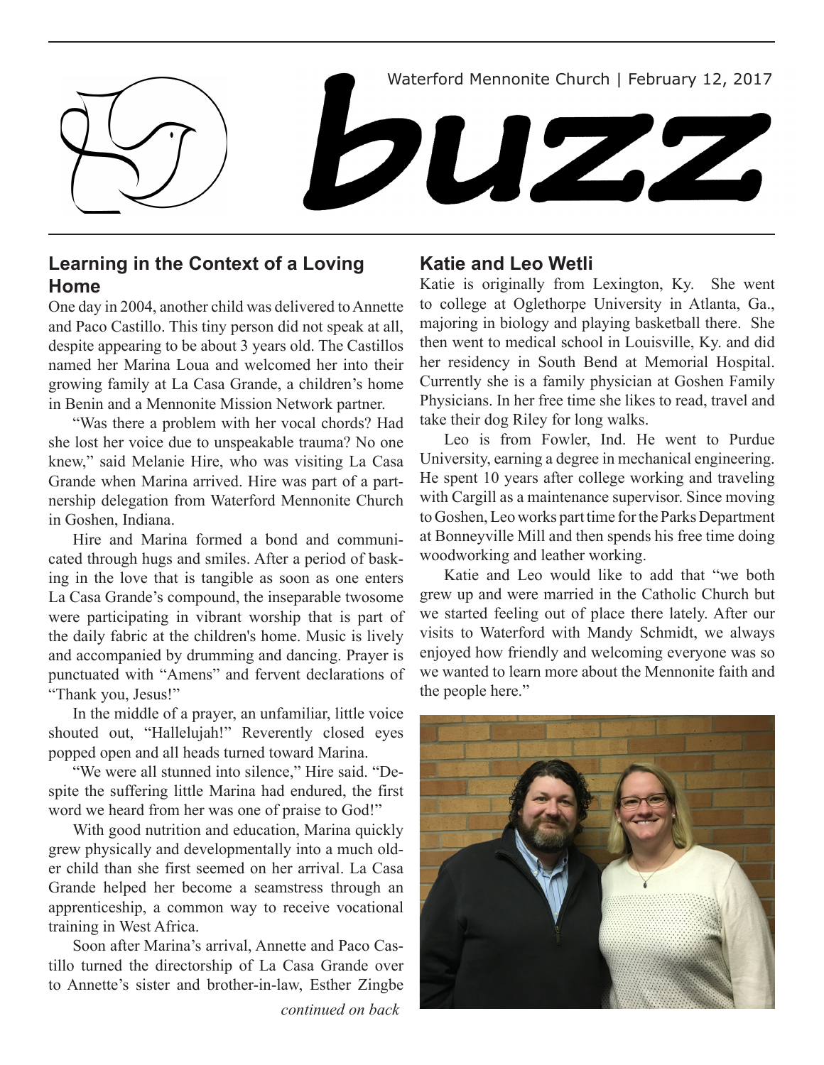Waterford Mennonite Church | February 12, 2017

# buzz

## Learning in the Context of a Loving Home

One day in 2004, another child was delivered to Annette and Paco Castillo. This tiny person did not speak at all, despite appearing to be about 3 years old. The Castillos named her Marina Loua and welcomed her into their growing family at La Casa Grande, a children's home in Benin and a Mennonite Mission Network partner.

"Was there a problem with her vocal chords? Had she lost her voice due to unspeakable trauma? No one knew," said Melanie Hire, who was visiting La Casa Grande when Marina arrived. Hire was part of a partnership delegation from Waterford Mennonite Church in Goshen, Indiana.

Hire and Marina formed a bond and communicated through hugs and smiles. After a period of basking in the love that is tangible as soon as one enters La Casa Grande's compound, the inseparable twosome were participating in vibrant worship that is part of the daily fabric at the children's home. Music is lively and accompanied by drumming and dancing. Prayer is punctuated with "Amens" and fervent declarations of "Thank you, Jesus!"

In the middle of a prayer, an unfamiliar, little voice shouted out, "Hallelujah!" Reverently closed eyes popped open and all heads turned toward Marina.

"We were all stunned into silence," Hire said. "Despite the suffering little Marina had endured, the first word we heard from her was one of praise to God!"

With good nutrition and education, Marina quickly grew physically and developmentally into a much older child than she first seemed on her arrival. La Casa Grande helped her become a seamstress through an apprenticeship, a common way to receive vocational training in West Africa.

Soon after Marina's arrival, Annette and Paco Castillo turned the directorship of La Casa Grande over to Annette's sister and brother-in-law, Esther Zingbe

*continued on back*

## Katie and Leo Wetli

Katie is originally from Lexington, Ky. She went to college at Oglethorpe University in Atlanta, Ga., majoring in biology and playing basketball there. She then went to medical school in Louisville, Ky. and did her residency in South Bend at Memorial Hospital. Currently she is a family physician at Goshen Family Physicians. In her free time she likes to read, travel and take their dog Riley for long walks.

Leo is from Fowler, Ind. He went to Purdue University, earning a degree in mechanical engineering. He spent 10 years after college working and traveling with Cargill as a maintenance supervisor. Since moving to Goshen, Leo works part time for the Parks Department at Bonneyville Mill and then spends his free time doing woodworking and leather working.

Katie and Leo would like to add that "we both grew up and were married in the Catholic Church but we started feeling out of place there lately. After our visits to Waterford with Mandy Schmidt, we always enjoyed how friendly and welcoming everyone was so we wanted to learn more about the Mennonite faith and the people here."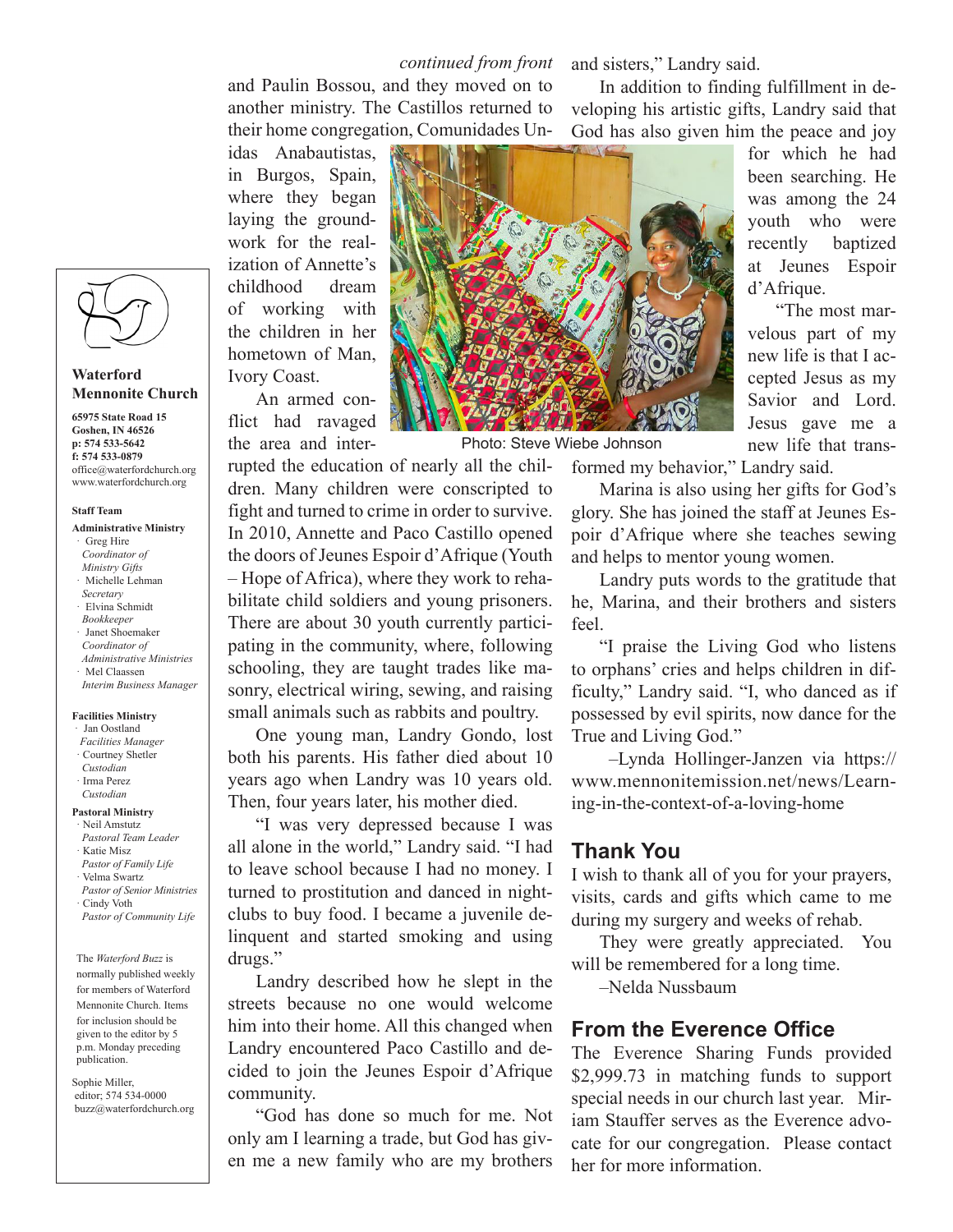*continued from front*

and Paulin Bossou, and they moved on to another ministry. The Castillos returned to their home congregation, Comunidades Unidas Anabautistas, in Burgos, Spain, where they began laying the groundwork for the realization of Annette's childhood dream of working with the children in her hometown of Man, Ivory Coast.

An armed conflict had ravaged the area and interrupted the education of nearly all the children. Many children were conscripted to fight and turned to crime in order to survive. In 2010, Annette and Paco Castillo opened the doors of Jeunes Espoir d'Afrique (Youth – Hope of Africa), where they work to rehabilitate child soldiers and young prisoners. There are about 30 youth currently participating in the community, where, following schooling, they are taught trades like masonry, electrical wiring, sewing, and raising small animals such as rabbits and poultry.

Photo: Steve Wiebe Johnson

One young man, Landry Gondo, lost both his parents. His father died about 10 years ago when Landry was 10 years old. Then, four years later, his mother died.

"I was very depressed because I was all alone in the world," Landry said. "I had to leave school because I had no money. I turned to prostitution and danced in nightclubs to buy food. I became a juvenile delinquent and started smoking and using drugs."

Landry described how he slept in the streets because no one would welcome him into their home. All this changed when Landry encountered Paco Castillo and decided to join the Jeunes Espoir d'Afrique community.

"God has done so much for me. Not only am I learning a trade, but God has given me a new family who are my brothers and sisters," Landry said.

In addition to finding fulfillment in developing his artistic gifts, Landry said that God has also given him the peace and joy for which he had been searching. He was among the 24 youth who were recently baptized at Jeunes Espoir d'Afrique.

"The most marvelous part of my new life is that I accepted Jesus as my Savior and Lord. Jesus gave me a new life that transformed my behavior," Landry said.

Marina is also using her gifts for God's glory. She has joined the staff at Jeunes Espoir d'Afrique where she teaches sewing and helps to mentor young women.

Landry puts words to the gratitude that he, Marina, and their brothers and sisters feel.

"I praise the Living God who listens to orphans' cries and helps children in difficulty," Landry said. "I, who danced as if possessed by evil spirits, now dance for the True and Living God."

–Lynda Hollinger-Janzen via https://www.mennonitemission.net/news/Learning-in-the-context-of-a-loving-home

## Thank You

I wish to thank all of you for your prayers, visits, cards and gifts which came to me during my surgery and weeks of rehab.

They were greatly appreciated. You will be remembered for a long time.

–Nelda Nussbaum

## From the Everence Office

The Everence Sharing Funds provided $2,999.73 in matching funds to support special needs in our church last year. Miriam Stauffer serves as the Everence advocate for our congregation. Please contact her for more information.

---

**Waterford Mennonite Church**

**65975 State Road 15**
**Goshen, IN 46526**
**p: 574 533-5642**
**f: 574 533-0879**
office@waterfordchurch.org
www.waterfordchurch.org

**Staff Team**

**Administrative Ministry**
- Greg Hire
  *Coordinator of Ministry Gifts*
- Michelle Lehman
  *Secretary*
- Elvina Schmidt
  *Bookkeeper*
- Janet Shoemaker
  *Coordinator of Administrative Ministries*
- Mel Claassen
  *Interim Business Manager*

**Facilities Ministry**
- Jan Oostland
  *Facilities Manager*
- Courtney Shetler
  *Custodian*
- Irma Perez
  *Custodian*

**Pastoral Ministry**
- Neil Amstutz
  *Pastoral Team Leader*
- Katie Misz
  *Pastor of Family Life*
- Velma Swartz
  *Pastor of Senior Ministries*
- Cindy Voth
  *Pastor of Community Life*

The *Waterford Buzz* is normally published weekly for members of Waterford Mennonite Church. Items for inclusion should be given to the editor by 5 p.m. Monday preceding publication.

Sophie Miller, editor; 574 534-0000
buzz@waterfordchurch.org